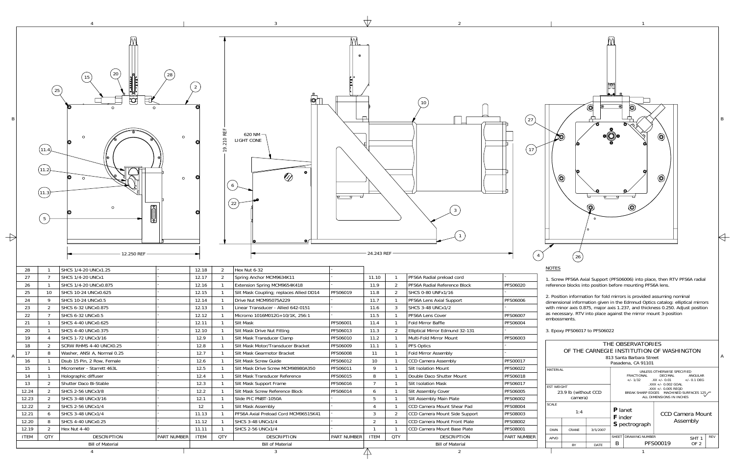620 NM LIGHT CONE

19.210 REF

12.250 REF

24.243 REF

| ITEM | QTY | DESCRIPTION | PART NUMBER |
|---|---|---|---|
| 28 | 1 | SHCS 1/4-20 UNCx1.25 | - |
| 27 | 7 | SHCS 1/4-20 UNCx1 | - |
| 26 | 1 | SHCS 1/4-20 UNCx0.875 | - |
| 25 | 10 | SHCS 10-24 UNCx0.625 | - |
| 24 | 9 | SHCS 10-24 UNCx0.5 | - |
| 23 | 2 | SHCS 6-32 UNCx0.875 | - |
| 22 | 7 | SHCS 6-32 UNCx0.5 | - |
| 21 | 1 | SHCS 4-40 UNCx0.625 | - |
| 20 | 1 | SHCS 4-40 UNCx0.375 | - |
| 19 | 4 | SHCS 1-72 UNCx3/16 | - |
| 18 | 2 | SCRW RHMS 4-40 UNCX0.25 | - |
| 17 | 8 | Washer, ANSI A, Normal 0.25 | - |
| 16 | 1 | Dsub 15 Pin, 2 Row, Female | - |
| 15 | 1 | Micrometer - Starrett 463L | - |
| 14 | 1 | Holographic diffuser | - |
| 13 | 2 | Shutter Daco Bi-Stable | - |
| 12.24 | 2 | SHCS 2-56 UNCx3/8 | - |
| 12.23 | 2 | SHCS 3-48 UNCx3/16 | - |
| 12.22 | 2 | SHCS 2-56 UNCx1/4 | - |
| 12.21 | 6 | SHCS 3-48 UNCx1/4 | - |
| 12.20 | 8 | SHCS 4-40 UNCx0.25 | - |
| 12.19 | 2 | Hex Nut 4-40 | - |
| 12.18 | 2 | Hex Nut 6-32 | - |
| 12.17 | 2 | Spring Anchor MCM9634K11 | - |
| 12.16 | 1 | Extension Spring MCM9654K418 | - |
| 12.15 | 1 | Slit Mask Coupling; replaces Allied DD14 | PFS06019 |
| 12.14 | 1 | Drive Nut MCM95075A229 | - |
| 12.13 | 1 | Linear Transducer - Allied 642-0151 | - |
| 12.12 | 1 | Micromo 1016M012G+10/1K, 256:1 | - |
| 12.11 | 1 | Slit Mask | PFS06001 |
| 12.10 | 1 | Slit Mask Drive Nut Fitting | PFS06013 |
| 12.9 | 1 | Slit Mask Transducer Clamp | PFS06010 |
| 12.8 | 1 | Slit Mask Motor/Transducer Bracket | PFS06009 |
| 12.7 | 1 | Slit Mask Gearmotor Bracket | PFS06008 |
| 12.6 | 1 | Slit Mask Screw Guide | PFS06012 |
| 12.5 | 1 | Slit Mask Drive Screw MCM98980A350 | PFS06011 |
| 12.4 | 1 | Slit Mask Transducer Reference | PFS06015 |
| 12.3 | 1 | Slit Mask Support Frame | PFS06016 |
| 12.2 | 1 | Slit Mask Screw Reference Block | PFS06014 |
| 12.1 | 1 | Slide PIC PNBT-1050A | - |
| 12 | 1 | Slit Mask Assembly | - |
| 11.13 | 1 | PFS6A Axial Preload Cord MCM96515K41 | - |
| 11.12 | 1 | SHCS 3-48 UNCx1/4 | - |
| 11.11 | 1 | SHCS 2-56 UNCx1/4 | - |
| 11.10 | 1 | PFS6A Radial preload cord | - |
| 11.9 | 2 | PFS6A Radial Reference Block | PFS06020 |
| 11.8 | 2 | SHCS 0-80 UNFx1/16 | - |
| 11.7 | 1 | PFS6A Lens Axial Support | PFS06006 |
| 11.6 | 3 | SHCS 3-48 UNCx1/2 | - |
| 11.5 | 1 | PFS6A Lens Cover | PFS06007 |
| 11.4 | 1 | Fold Mirror Baffle | PFS06004 |
| 11.3 | 2 | Elliptical Mirror Edmund 32-131 | - |
| 11.2 | 1 | Multi-Fold Mirror Mount | PFS06003 |
| 11.1 | 1 | PFS Optics | - |
| 11 | 1 | Fold Mirror Assembly | - |
| 10 | 1 | CCD Camera Assembly | PFS00017 |
| 9 | 1 | Slit Isolation Mount | PFS06022 |
| 8 | 1 | Double Daco Shutter Mount | PFS06018 |
| 7 | 1 | Slit Isolation Mask | PFS06017 |
| 6 | 1 | Slit Assembly Cover | PFS06005 |
| 5 | 1 | Slit Assembly Main Plate | PFS06002 |
| 4 | 1 | CCD Camera Mount Shear Pad | PFS08004 |
| 3 | 2 | CCD Camera Mount Side Support | PFS08003 |
| 2 | 1 | CCD Camera Mount Front Plate | PFS08002 |
| 1 | 1 | CCD Camera Mount Base Plate | PFS08001 |

Bill of Material

## NOTES

1. Screw PFS6A Axial Support (PFS06006) into place, then RTV PFS6A radial reference blocks into position before mounting PFS6A lens.

2. Position information for fold mirrors is provided assuming nominal dimensional information given in the Edmund Optics catalog: elliptical mirrors with minor axis 0.875, major axis 1.237, and thickness 0.250. Adjust position as necessary. RTV into place against the mirror mount 3-position embossments.

3. Epoxy PFS06017 to PFS06022

THE OBSERVATORIES OF THE CARNEGIE INSTITUTION OF WASHINGTON
813 Santa Barbara Street
Pasadena, CA 91101

| | |
|---|---|
| MATERIAL | UNLESS OTHERWISE SPECIFIED — FRACTIONAL +/- 1/32; DECIMAL .XX +/- 0.01, .XXX +/- 0.002 GOAL, .XXX +/- 0.005 REQD; ANGULAR +/- 0.1 DEG. BREAK SHARP EDGES. MACHINED SURFACES 125. ALL DIMENSIONS IN INCHES |
| EST WEIGHT | 23.9 lb (without CCD camera) |
| SCALE | 1:4 |
| DWN | CRANE 3/5/2007 |
| APVD | BY DATE |

**P**lanet **F**inder **S**pectrograph

CCD Camera Mount Assembly

SHEET B — DRAWING NUMBER PFS00019 — SHT 1 OF 2 — REV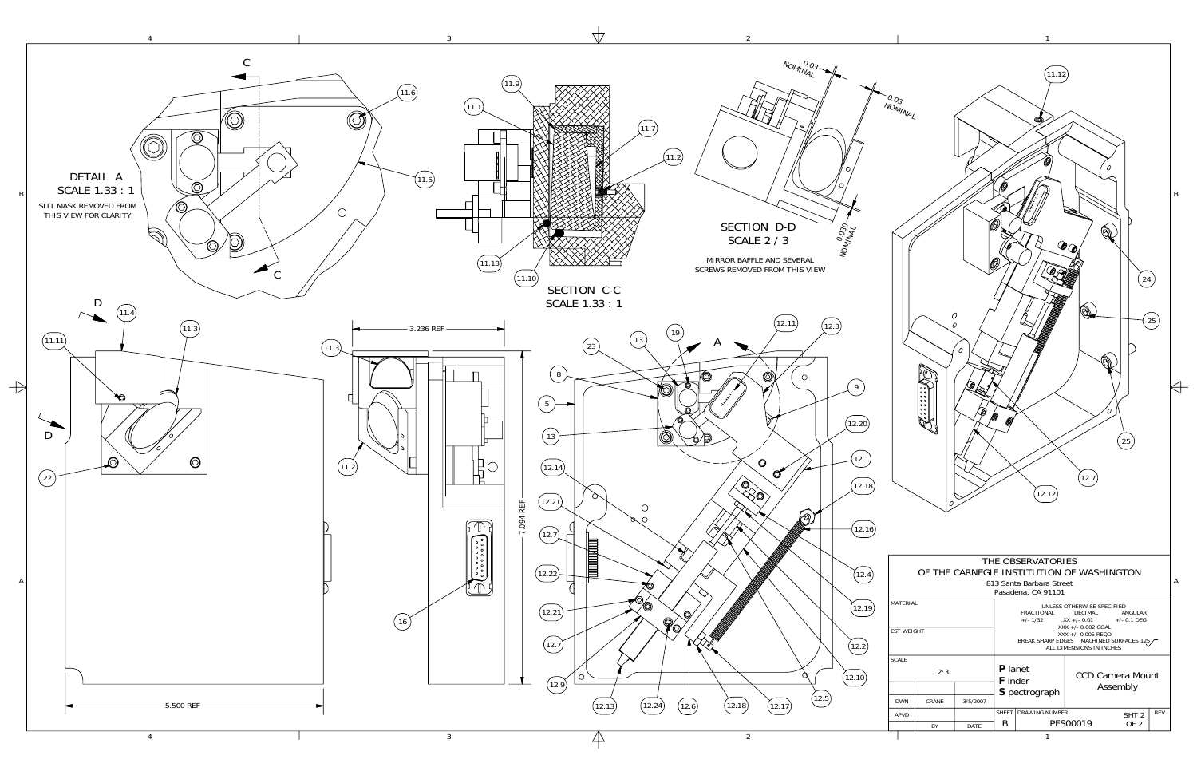DETAIL A
SCALE 1.33 : 1
SLIT MASK REMOVED FROM THIS VIEW FOR CLARITY

C

C

11.6

11.5

11.9

11.1

11.7

11.2

11.13

11.10

SECTION C-C
SCALE 1.33 : 1

0.03 NOMINAL

0.03 NOMINAL

0.030 NOMINAL

SECTION D-D
SCALE 2 / 3
MIRROR BAFFLE AND SEVERAL SCREWS REMOVED FROM THIS VIEW

11.12

24

25

25

12.7

12.12

D

D

11.4

11.11

11.3

22

3.236 REF

11.3

11.2

7.094 REF

16

5.500 REF

A

23

13

19

8

5

13

12.11

12.3

9

12.20

12.1

12.18

12.16

12.14

12.21

12.7

12.22

12.21

12.7

12.9

12.13

12.24

12.6

12.18

12.17

12.5

12.10

12.2

12.19

12.4

THE OBSERVATORIES
OF THE CARNEGIE INSTITUTION OF WASHINGTON
813 Santa Barbara Street
Pasadena, CA 91101

| | | | | |
|---|---|---|---|---|
| MATERIAL | | | UNLESS OTHERWISE SPECIFIED<br>FRACTIONAL +/- 1/32 &nbsp; DECIMAL .XX +/- 0.01 .XXX +/- 0.002 GOAL .XXX +/- 0.005 REQD &nbsp; ANGULAR +/- 0.1 DEG<br>BREAK SHARP EDGES &nbsp; MACHINED SURFACES 125<br>ALL DIMENSIONS IN INCHES | |
| EST WEIGHT | | | | |
| SCALE 2:3 | | | **P** lanet **F** inder **S** pectrograph | CCD Camera Mount Assembly |
| DWN | CRANE | 3/5/2007 | SHEET B | DRAWING NUMBER PFS00019 &nbsp; SHT 2 OF 2 &nbsp; REV |
| APVD | BY | DATE | | |